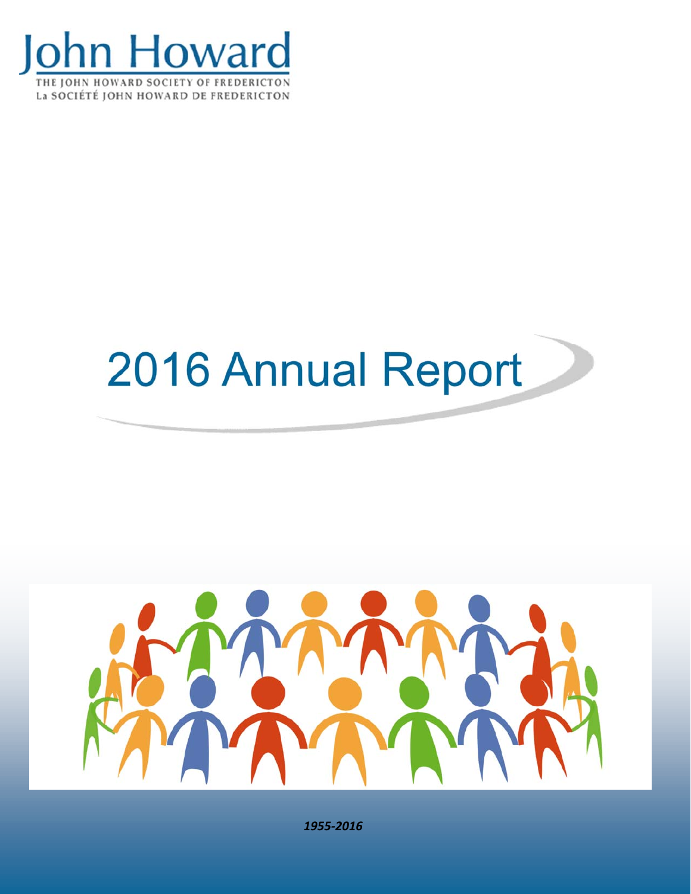John Howard

THE JOHN HOWARD SOCIETY OF FREDERICTON

La SOCIÉTÉ JOHN HOWARD DE FREDERICTON

# 2016 Annual Report

***1955-2016***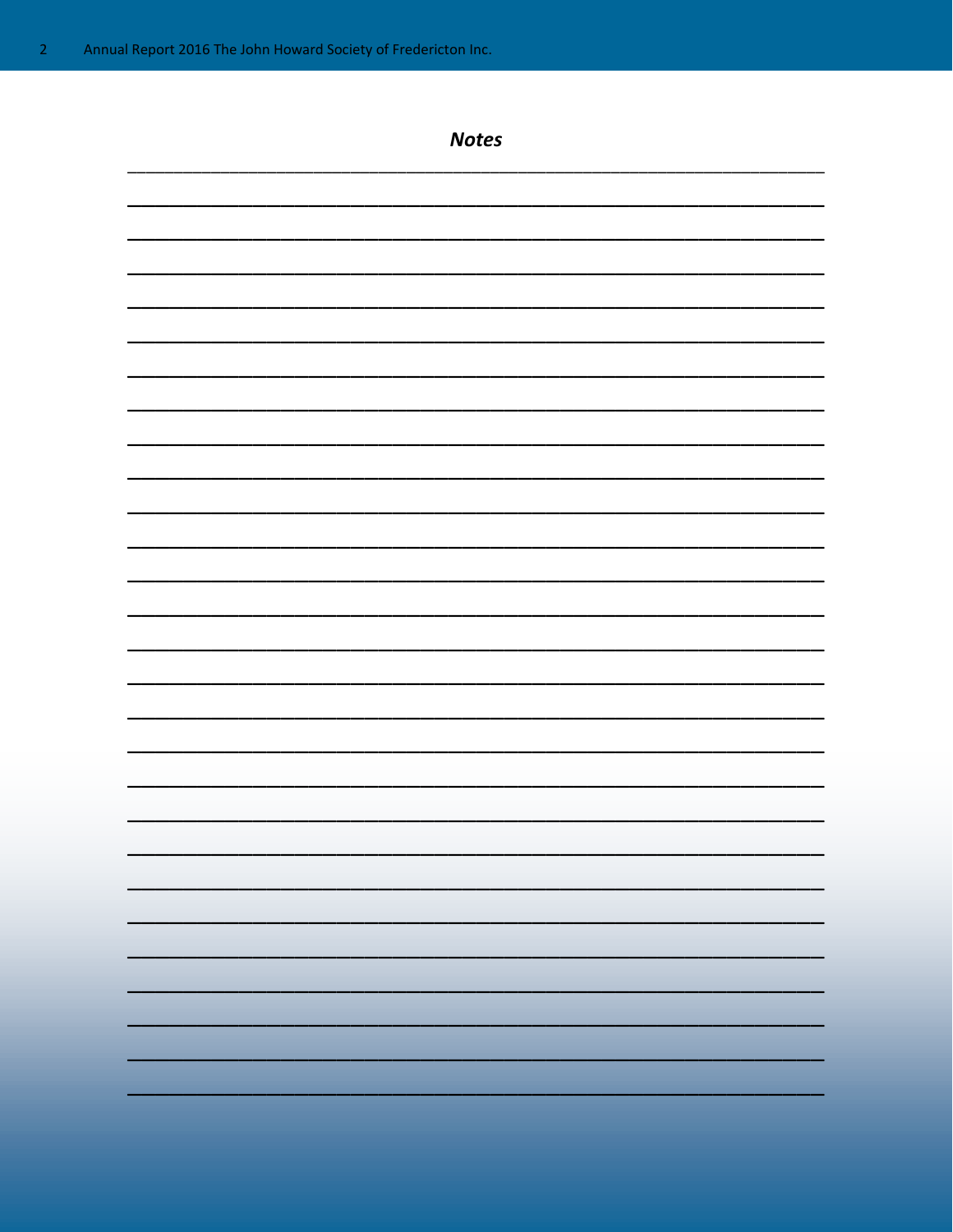## *Notes*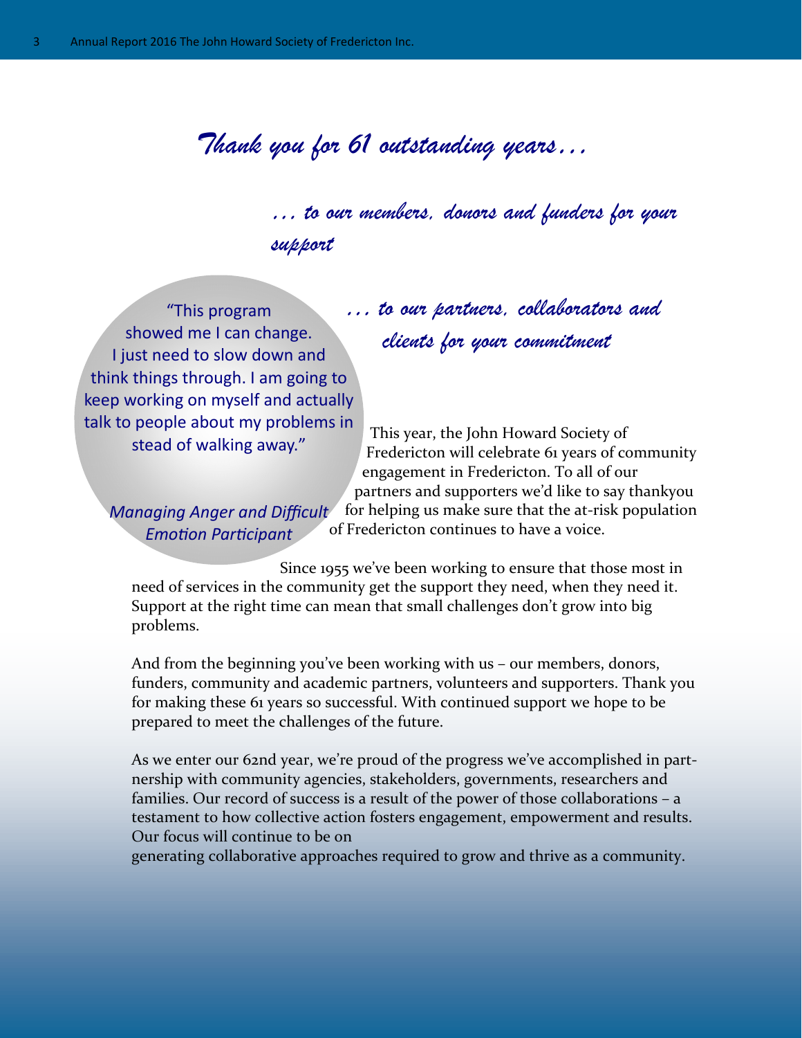# *Thank you for 61 outstanding years...*

*... to our members, donors and funders for your support*

*... to our partners, collaborators and clients for your commitment*

"This program showed me I can change. I just need to slow down and think things through. I am going to keep working on myself and actually talk to people about my problems in stead of walking away."

*Managing Anger and Difficult Emotion Participant*

This year, the John Howard Society of Fredericton will celebrate 61 years of community engagement in Fredericton. To all of our partners and supporters we'd like to say thankyou for helping us make sure that the at-risk population of Fredericton continues to have a voice.

Since 1955 we've been working to ensure that those most in need of services in the community get the support they need, when they need it. Support at the right time can mean that small challenges don't grow into big problems.

And from the beginning you've been working with us – our members, donors, funders, community and academic partners, volunteers and supporters. Thank you for making these 61 years so successful. With continued support we hope to be prepared to meet the challenges of the future.

As we enter our 62nd year, we're proud of the progress we've accomplished in partnership with community agencies, stakeholders, governments, researchers and families. Our record of success is a result of the power of those collaborations – a testament to how collective action fosters engagement, empowerment and results. Our focus will continue to be on generating collaborative approaches required to grow and thrive as a community.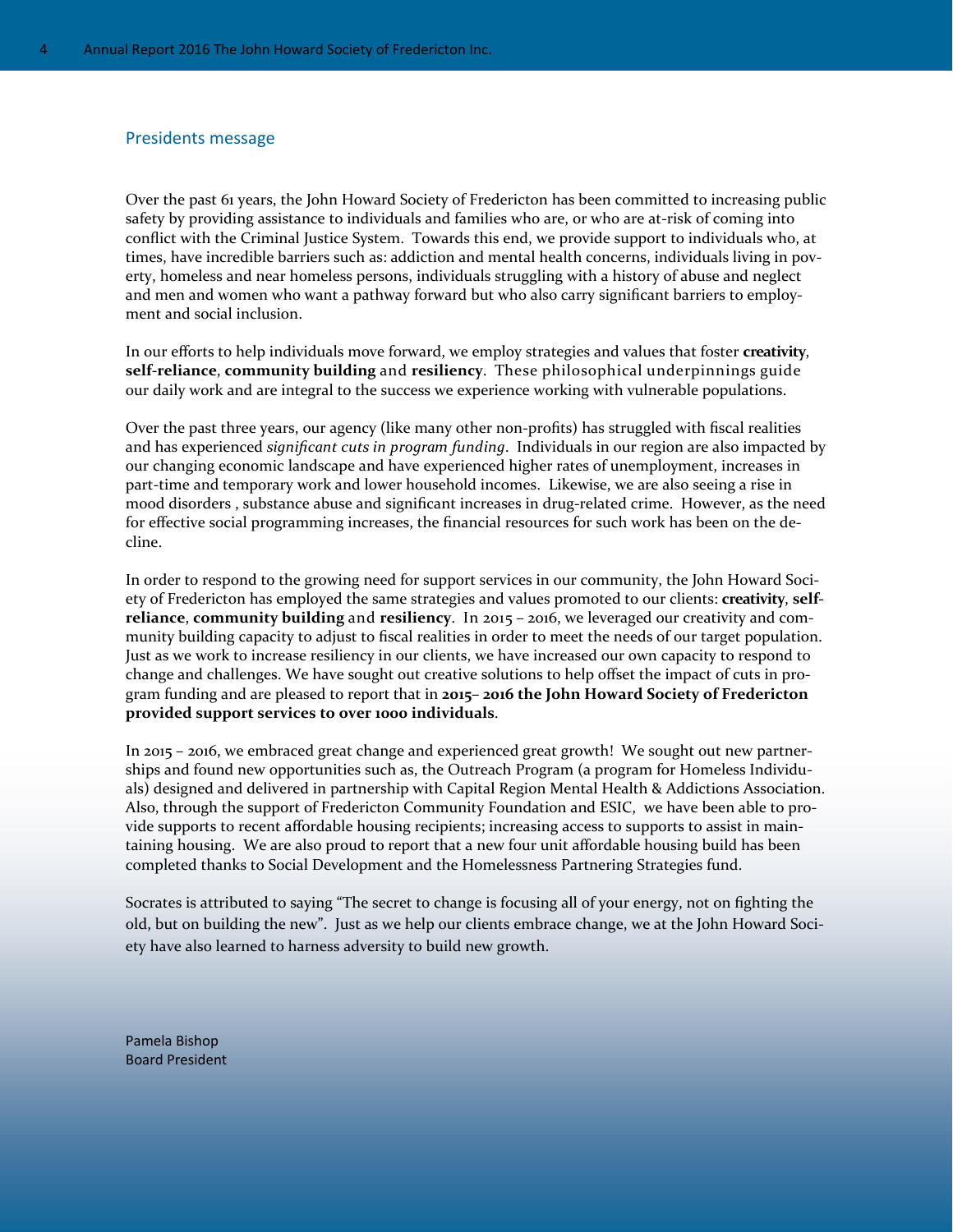## Presidents message

Over the past 61 years, the John Howard Society of Fredericton has been committed to increasing public safety by providing assistance to individuals and families who are, or who are at-risk of coming into conflict with the Criminal Justice System. Towards this end, we provide support to individuals who, at times, have incredible barriers such as: addiction and mental health concerns, individuals living in poverty, homeless and near homeless persons, individuals struggling with a history of abuse and neglect and men and women who want a pathway forward but who also carry significant barriers to employment and social inclusion.

In our efforts to help individuals move forward, we employ strategies and values that foster **creativity**, **self-reliance**, **community building** and **resiliency**. These philosophical underpinnings guide our daily work and are integral to the success we experience working with vulnerable populations.

Over the past three years, our agency (like many other non-profits) has struggled with fiscal realities and has experienced *significant cuts in program funding*. Individuals in our region are also impacted by our changing economic landscape and have experienced higher rates of unemployment, increases in part-time and temporary work and lower household incomes. Likewise, we are also seeing a rise in mood disorders , substance abuse and significant increases in drug-related crime. However, as the need for effective social programming increases, the financial resources for such work has been on the decline.

In order to respond to the growing need for support services in our community, the John Howard Society of Fredericton has employed the same strategies and values promoted to our clients: **creativity**, **self-reliance**, **community building** and **resiliency**. In 2015 – 2016, we leveraged our creativity and community building capacity to adjust to fiscal realities in order to meet the needs of our target population. Just as we work to increase resiliency in our clients, we have increased our own capacity to respond to change and challenges. We have sought out creative solutions to help offset the impact of cuts in program funding and are pleased to report that in **2015– 2016 the John Howard Society of Fredericton provided support services to over 1000 individuals**.

In 2015 – 2016, we embraced great change and experienced great growth! We sought out new partnerships and found new opportunities such as, the Outreach Program (a program for Homeless Individuals) designed and delivered in partnership with Capital Region Mental Health & Addictions Association. Also, through the support of Fredericton Community Foundation and ESIC, we have been able to provide supports to recent affordable housing recipients; increasing access to supports to assist in maintaining housing. We are also proud to report that a new four unit affordable housing build has been completed thanks to Social Development and the Homelessness Partnering Strategies fund.

Socrates is attributed to saying "The secret to change is focusing all of your energy, not on fighting the old, but on building the new". Just as we help our clients embrace change, we at the John Howard Society have also learned to harness adversity to build new growth.

Pamela Bishop
Board President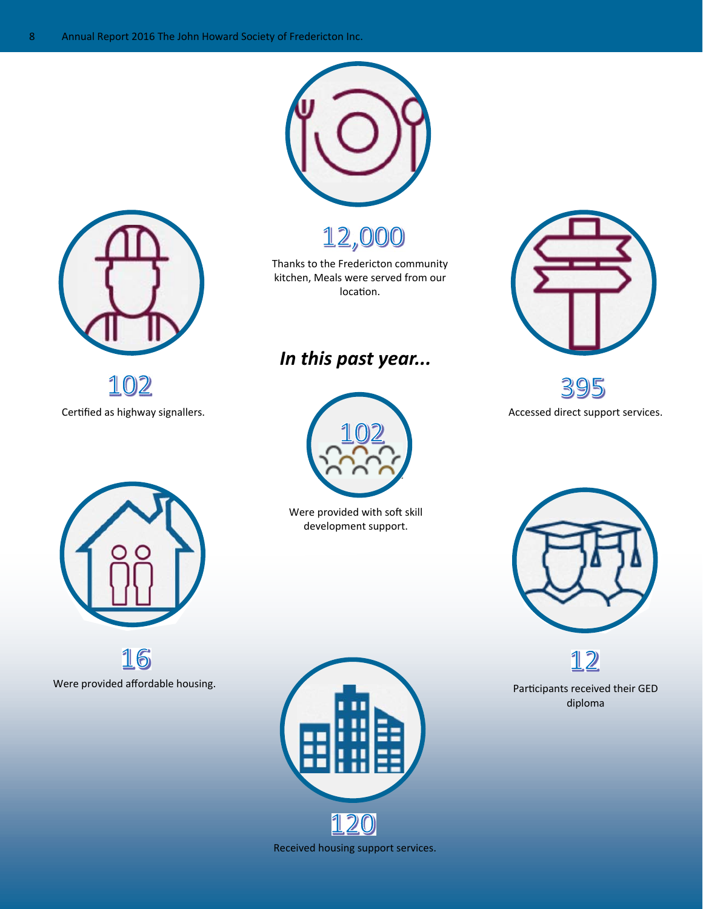## In this past year...

**12,000**

Thanks to the Fredericton community kitchen, Meals were served from our location.

**102**

Certified as highway signallers.

**395**

Accessed direct support services.

**102**

Were provided with soft skill development support.

**16**

Were provided affordable housing.

**12**

Participants received their GED diploma

**120**

Received housing support services.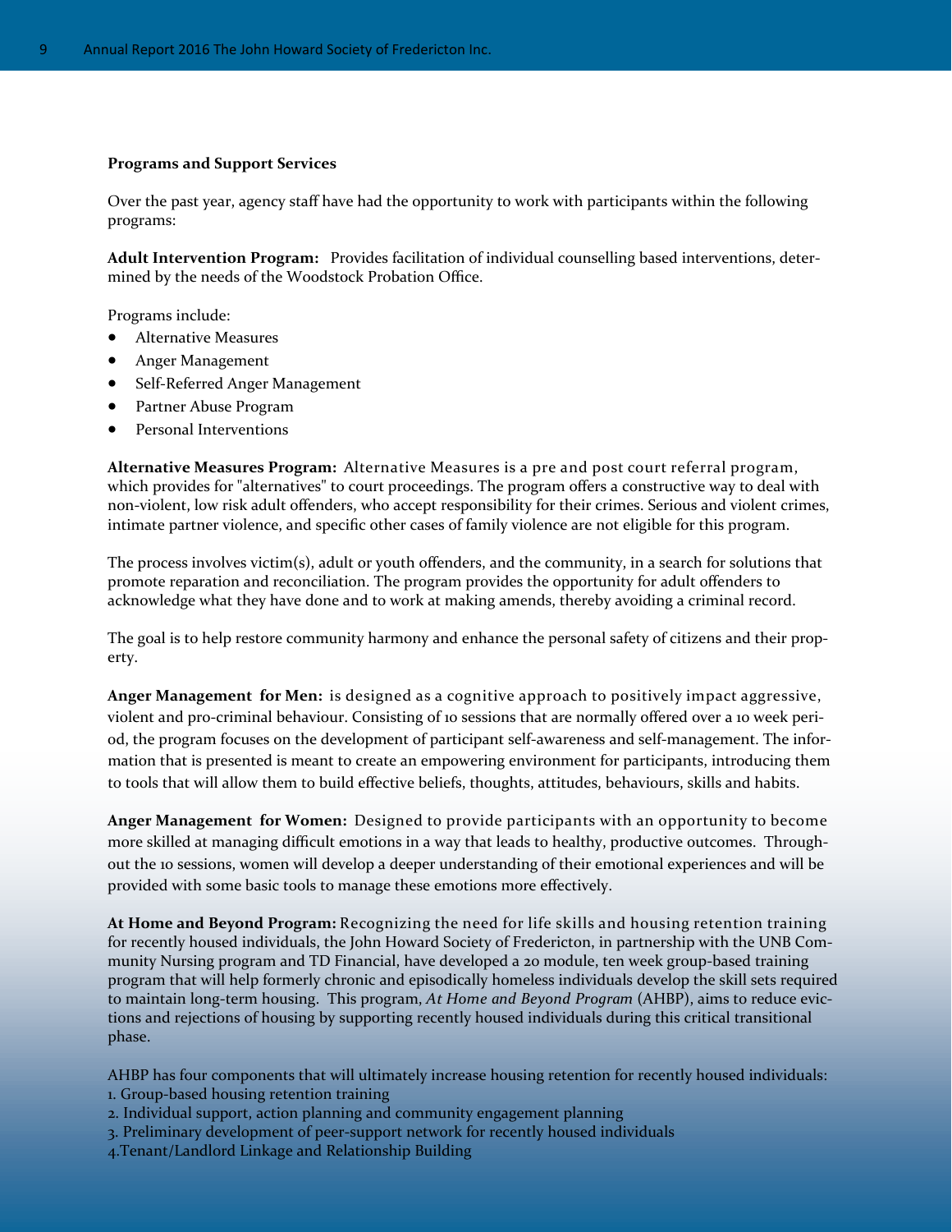**Programs and Support Services**

Over the past year, agency staff have had the opportunity to work with participants within the following programs:

**Adult Intervention Program:** Provides facilitation of individual counselling based interventions, determined by the needs of the Woodstock Probation Office.

Programs include:

- Alternative Measures
- Anger Management
- Self-Referred Anger Management
- Partner Abuse Program
- Personal Interventions

**Alternative Measures Program:** Alternative Measures is a pre and post court referral program, which provides for "alternatives" to court proceedings. The program offers a constructive way to deal with non-violent, low risk adult offenders, who accept responsibility for their crimes. Serious and violent crimes, intimate partner violence, and specific other cases of family violence are not eligible for this program.

The process involves victim(s), adult or youth offenders, and the community, in a search for solutions that promote reparation and reconciliation. The program provides the opportunity for adult offenders to acknowledge what they have done and to work at making amends, thereby avoiding a criminal record.

The goal is to help restore community harmony and enhance the personal safety of citizens and their property.

**Anger Management for Men:** is designed as a cognitive approach to positively impact aggressive, violent and pro-criminal behaviour. Consisting of 10 sessions that are normally offered over a 10 week period, the program focuses on the development of participant self-awareness and self-management. The information that is presented is meant to create an empowering environment for participants, introducing them to tools that will allow them to build effective beliefs, thoughts, attitudes, behaviours, skills and habits.

**Anger Management for Women:** Designed to provide participants with an opportunity to become more skilled at managing difficult emotions in a way that leads to healthy, productive outcomes. Throughout the 10 sessions, women will develop a deeper understanding of their emotional experiences and will be provided with some basic tools to manage these emotions more effectively.

**At Home and Beyond Program:** Recognizing the need for life skills and housing retention training for recently housed individuals, the John Howard Society of Fredericton, in partnership with the UNB Community Nursing program and TD Financial, have developed a 20 module, ten week group-based training program that will help formerly chronic and episodically homeless individuals develop the skill sets required to maintain long-term housing. This program, *At Home and Beyond Program* (AHBP), aims to reduce evictions and rejections of housing by supporting recently housed individuals during this critical transitional phase.

AHBP has four components that will ultimately increase housing retention for recently housed individuals:

1. Group-based housing retention training
2. Individual support, action planning and community engagement planning
3. Preliminary development of peer-support network for recently housed individuals
4. Tenant/Landlord Linkage and Relationship Building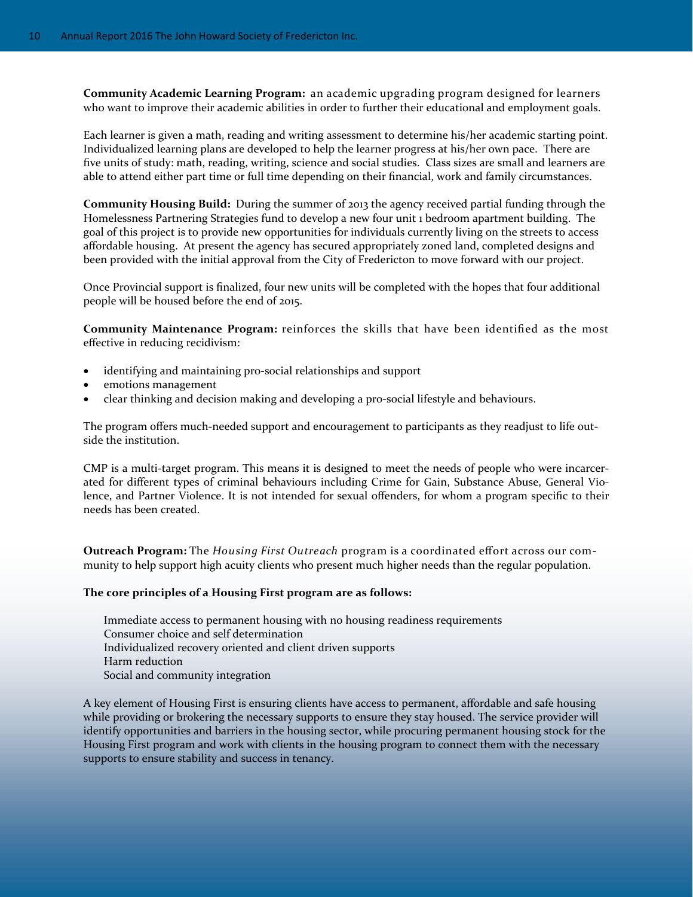**Community Academic Learning Program:** an academic upgrading program designed for learners who want to improve their academic abilities in order to further their educational and employment goals.

Each learner is given a math, reading and writing assessment to determine his/her academic starting point. Individualized learning plans are developed to help the learner progress at his/her own pace. There are five units of study: math, reading, writing, science and social studies. Class sizes are small and learners are able to attend either part time or full time depending on their financial, work and family circumstances.

**Community Housing Build:** During the summer of 2013 the agency received partial funding through the Homelessness Partnering Strategies fund to develop a new four unit 1 bedroom apartment building. The goal of this project is to provide new opportunities for individuals currently living on the streets to access affordable housing. At present the agency has secured appropriately zoned land, completed designs and been provided with the initial approval from the City of Fredericton to move forward with our project.

Once Provincial support is finalized, four new units will be completed with the hopes that four additional people will be housed before the end of 2015.

**Community Maintenance Program:** reinforces the skills that have been identified as the most effective in reducing recidivism:

- identifying and maintaining pro-social relationships and support
- emotions management
- clear thinking and decision making and developing a pro-social lifestyle and behaviours.

The program offers much-needed support and encouragement to participants as they readjust to life outside the institution.

CMP is a multi-target program. This means it is designed to meet the needs of people who were incarcerated for different types of criminal behaviours including Crime for Gain, Substance Abuse, General Violence, and Partner Violence. It is not intended for sexual offenders, for whom a program specific to their needs has been created.

**Outreach Program:** The *Housing First Outreach* program is a coordinated effort across our community to help support high acuity clients who present much higher needs than the regular population.

**The core principles of a Housing First program are as follows:**

Immediate access to permanent housing with no housing readiness requirements
Consumer choice and self determination
Individualized recovery oriented and client driven supports
Harm reduction
Social and community integration

A key element of Housing First is ensuring clients have access to permanent, affordable and safe housing while providing or brokering the necessary supports to ensure they stay housed. The service provider will identify opportunities and barriers in the housing sector, while procuring permanent housing stock for the Housing First program and work with clients in the housing program to connect them with the necessary supports to ensure stability and success in tenancy.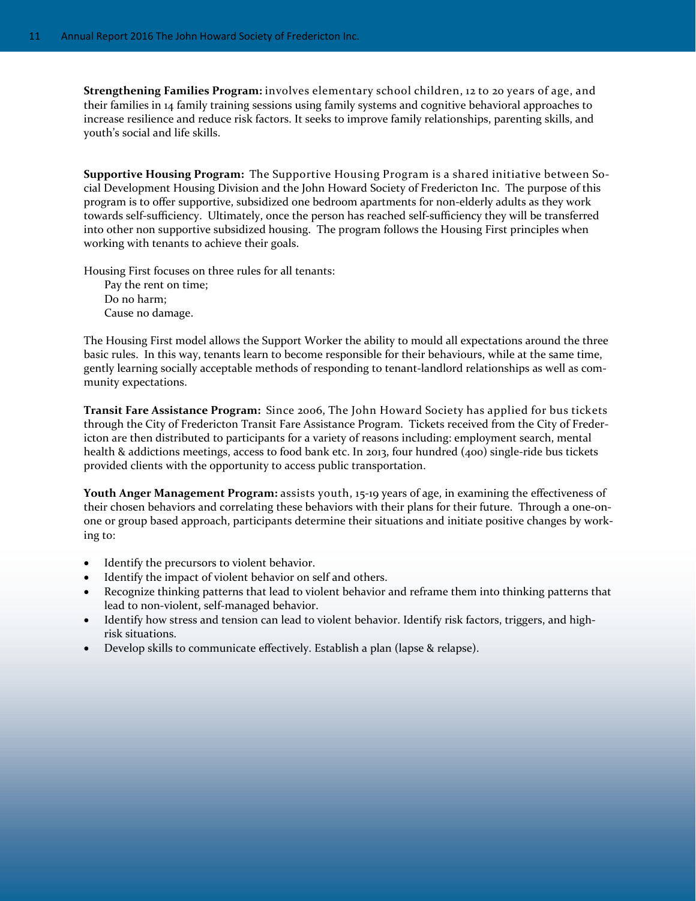**Strengthening Families Program:** involves elementary school children, 12 to 20 years of age, and their families in 14 family training sessions using family systems and cognitive behavioral approaches to increase resilience and reduce risk factors. It seeks to improve family relationships, parenting skills, and youth's social and life skills.

**Supportive Housing Program:** The Supportive Housing Program is a shared initiative between Social Development Housing Division and the John Howard Society of Fredericton Inc. The purpose of this program is to offer supportive, subsidized one bedroom apartments for non-elderly adults as they work towards self-sufficiency. Ultimately, once the person has reached self-sufficiency they will be transferred into other non supportive subsidized housing. The program follows the Housing First principles when working with tenants to achieve their goals.

Housing First focuses on three rules for all tenants:

Pay the rent on time;
Do no harm;
Cause no damage.

The Housing First model allows the Support Worker the ability to mould all expectations around the three basic rules. In this way, tenants learn to become responsible for their behaviours, while at the same time, gently learning socially acceptable methods of responding to tenant-landlord relationships as well as community expectations.

**Transit Fare Assistance Program:** Since 2006, The John Howard Society has applied for bus tickets through the City of Fredericton Transit Fare Assistance Program. Tickets received from the City of Fredericton are then distributed to participants for a variety of reasons including: employment search, mental health & addictions meetings, access to food bank etc. In 2013, four hundred (400) single-ride bus tickets provided clients with the opportunity to access public transportation.

**Youth Anger Management Program:** assists youth, 15-19 years of age, in examining the effectiveness of their chosen behaviors and correlating these behaviors with their plans for their future. Through a one-on-one or group based approach, participants determine their situations and initiate positive changes by working to:

- Identify the precursors to violent behavior.
- Identify the impact of violent behavior on self and others.
- Recognize thinking patterns that lead to violent behavior and reframe them into thinking patterns that lead to non-violent, self-managed behavior.
- Identify how stress and tension can lead to violent behavior. Identify risk factors, triggers, and high-risk situations.
- Develop skills to communicate effectively. Establish a plan (lapse & relapse).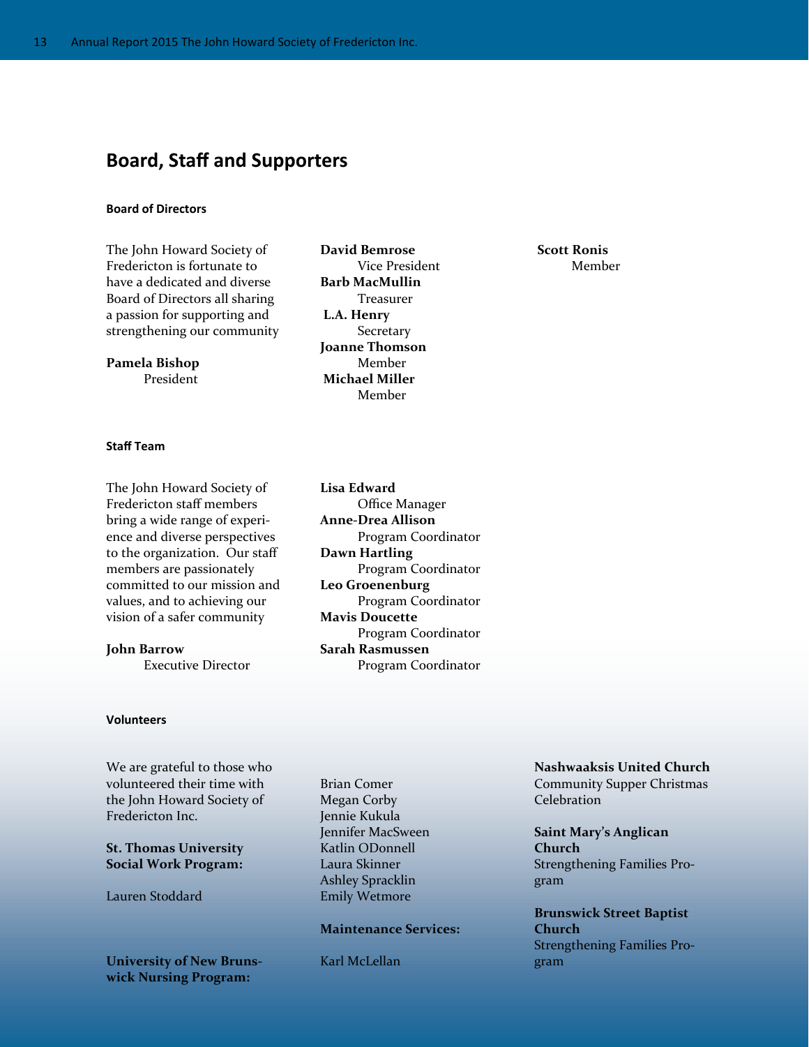# Board, Staff and Supporters

### Board of Directors

The John Howard Society of Fredericton is fortunate to have a dedicated and diverse Board of Directors all sharing a passion for supporting and strengthening our community

**Pamela Bishop**
President

**David Bemrose**
Vice President

**Barb MacMullin**
Treasurer

**L.A. Henry**
Secretary

**Joanne Thomson**
Member

**Michael Miller**
Member

**Scott Ronis**
Member

### Staff Team

The John Howard Society of Fredericton staff members bring a wide range of experience and diverse perspectives to the organization. Our staff members are passionately committed to our mission and values, and to achieving our vision of a safer community

**John Barrow**
Executive Director

**Lisa Edward**
Office Manager

**Anne-Drea Allison**
Program Coordinator

**Dawn Hartling**
Program Coordinator

**Leo Groenenburg**
Program Coordinator

**Mavis Doucette**
Program Coordinator

**Sarah Rasmussen**
Program Coordinator

### Volunteers

We are grateful to those who volunteered their time with the John Howard Society of Fredericton Inc.

**St. Thomas University Social Work Program:**

Lauren Stoddard

**University of New Brunswick Nursing Program:**

Brian Comer
Megan Corby
Jennie Kukula
Jennifer MacSween
Katlin ODonnell
Laura Skinner
Ashley Spracklin
Emily Wetmore

**Maintenance Services:**

Karl McLellan

**Nashwaaksis United Church**
Community Supper Christmas Celebration

**Saint Mary's Anglican Church**
Strengthening Families Program

**Brunswick Street Baptist Church**
Strengthening Families Program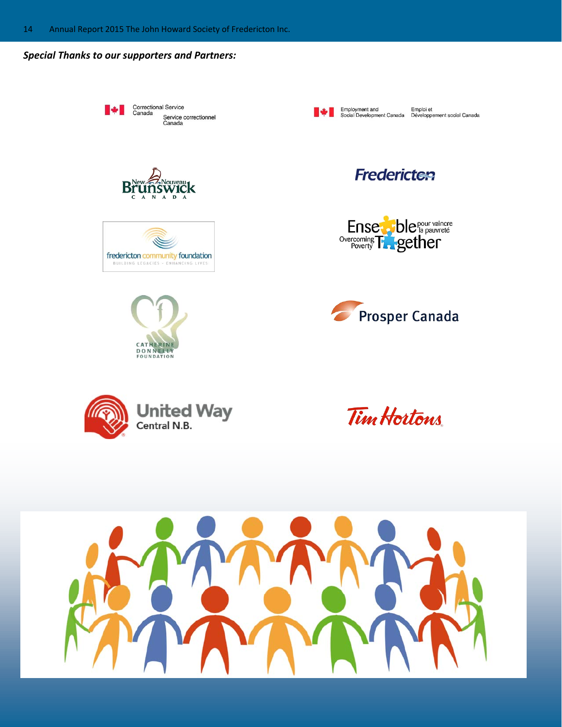***Special Thanks to our supporters and Partners:***

Correctional Service Canada
Service correctionnel Canada

Employment and Social Development Canada
Emploi et Développement social Canada

New Nouveau Brunswick
CANADA

Fredericton

fredericton community foundation
BUILDING LEGACIES · ENHANCING LIVES

Ensemble pour vaincre la pauvreté
Overcoming Poverty Together

CATHERINE DONNELLY FOUNDATION

Prosper Canada

United Way
Central N.B.

Tim Hortons